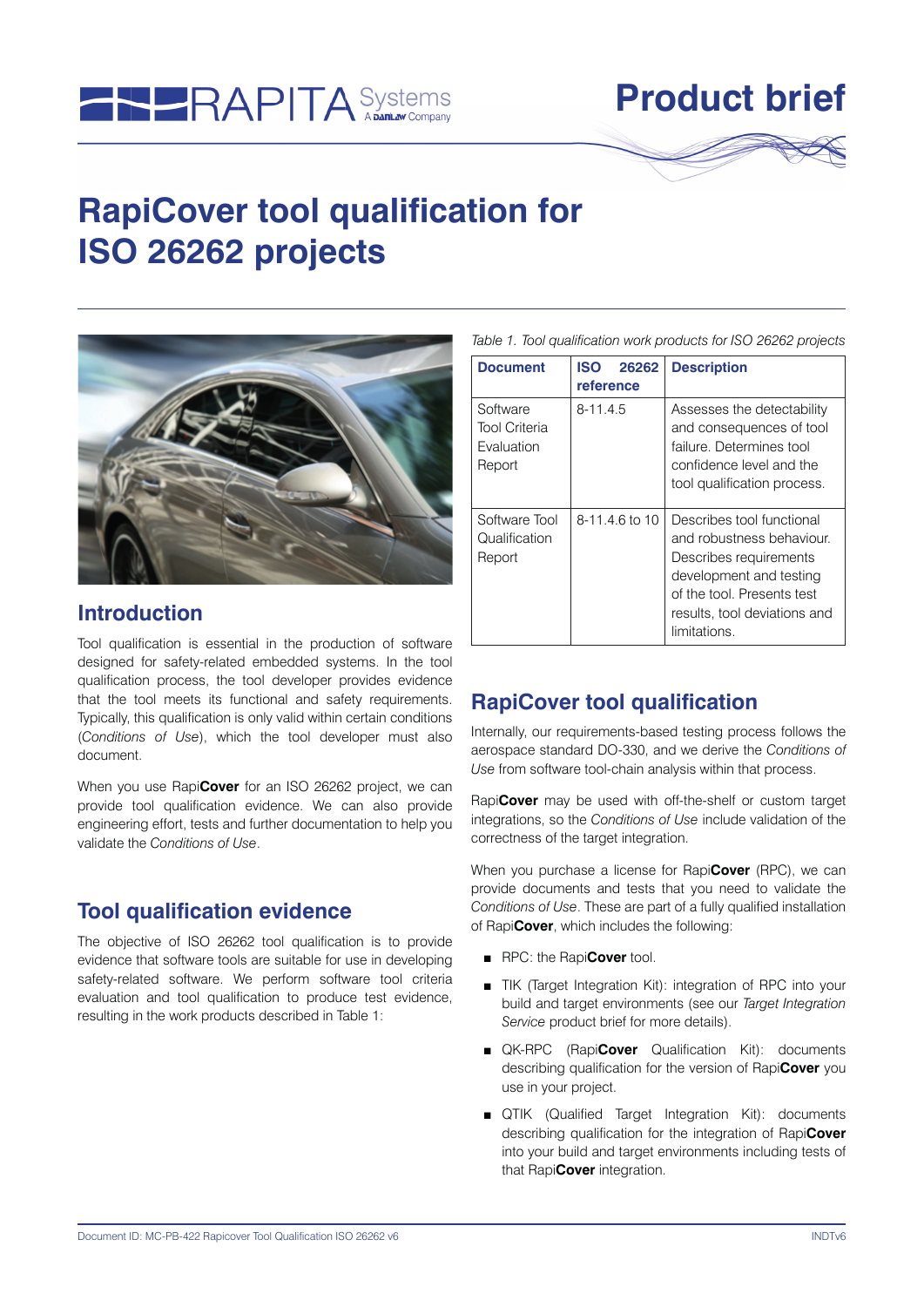Product brief

# RapiCover tool qualification for ISO 26262 projects

## Introduction

Tool qualification is essential in the production of software designed for safety-related embedded systems. In the tool qualification process, the tool developer provides evidence that the tool meets its functional and safety requirements. Typically, this qualification is only valid within certain conditions (*Conditions of Use*), which the tool developer must also document.

When you use Rapi**Cover** for an ISO 26262 project, we can provide tool qualification evidence. We can also provide engineering effort, tests and further documentation to help you validate the *Conditions of Use*.

## Tool qualification evidence

The objective of ISO 26262 tool qualification is to provide evidence that software tools are suitable for use in developing safety-related software. We perform software tool criteria evaluation and tool qualification to produce test evidence, resulting in the work products described in Table 1:

*Table 1. Tool qualification work products for ISO 26262 projects*

| Document | ISO 26262 reference | Description |
|---|---|---|
| Software Tool Criteria Evaluation Report | 8-11.4.5 | Assesses the detectability and consequences of tool failure. Determines tool confidence level and the tool qualification process. |
| Software Tool Qualification Report | 8-11.4.6 to 10 | Describes tool functional and robustness behaviour. Describes requirements development and testing of the tool. Presents test results, tool deviations and limitations. |

## RapiCover tool qualification

Internally, our requirements-based testing process follows the aerospace standard DO-330, and we derive the *Conditions of Use* from software tool-chain analysis within that process.

Rapi**Cover** may be used with off-the-shelf or custom target integrations, so the *Conditions of Use* include validation of the correctness of the target integration.

When you purchase a license for Rapi**Cover** (RPC), we can provide documents and tests that you need to validate the *Conditions of Use*. These are part of a fully qualified installation of Rapi**Cover**, which includes the following:

- RPC: the Rapi**Cover** tool.
- TIK (Target Integration Kit): integration of RPC into your build and target environments (see our *Target Integration Service* product brief for more details).
- QK-RPC (Rapi**Cover** Qualification Kit): documents describing qualification for the version of Rapi**Cover** you use in your project.
- QTIK (Qualified Target Integration Kit): documents describing qualification for the integration of Rapi**Cover** into your build and target environments including tests of that Rapi**Cover** integration.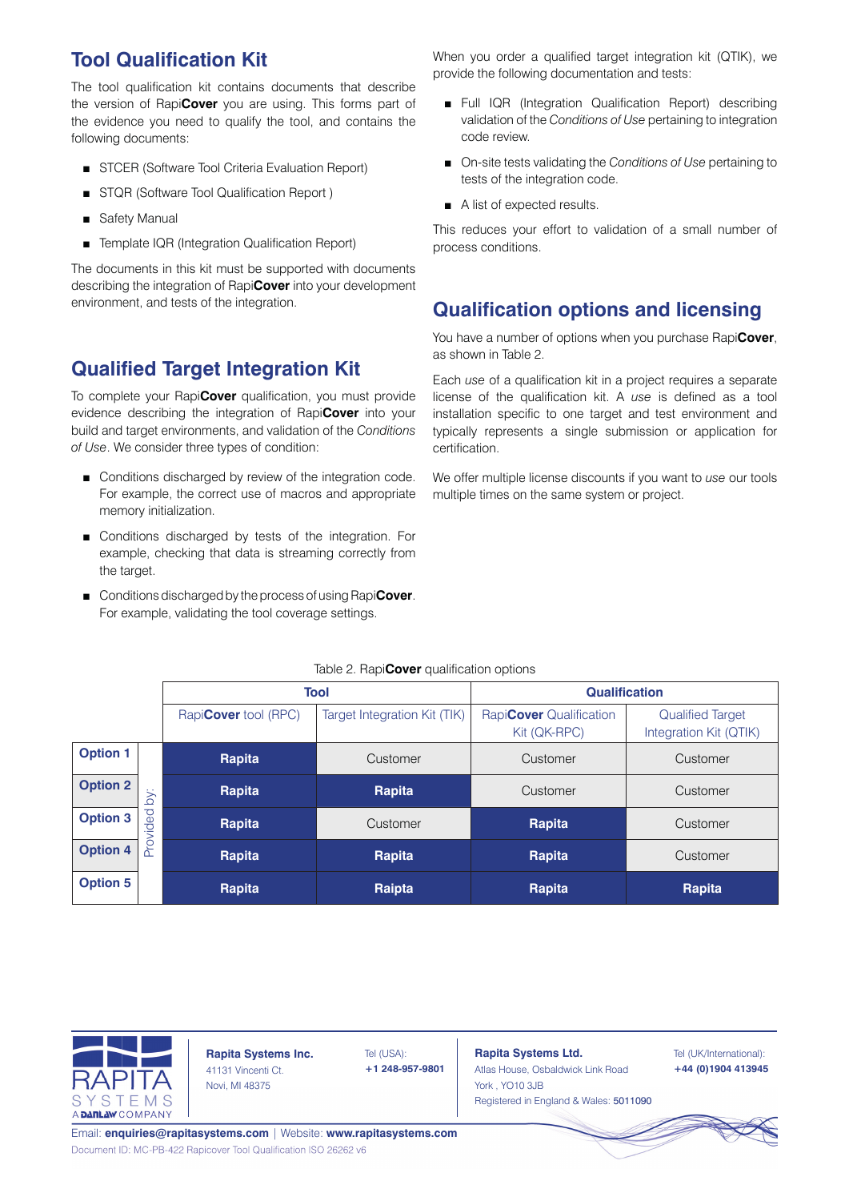## Tool Qualification Kit

The tool qualification kit contains documents that describe the version of Rapi**Cover** you are using. This forms part of the evidence you need to qualify the tool, and contains the following documents:

- STCER (Software Tool Criteria Evaluation Report)
- STQR (Software Tool Qualification Report )
- Safety Manual
- Template IQR (Integration Qualification Report)

The documents in this kit must be supported with documents describing the integration of Rapi**Cover** into your development environment, and tests of the integration.

## Qualified Target Integration Kit

To complete your Rapi**Cover** qualification, you must provide evidence describing the integration of Rapi**Cover** into your build and target environments, and validation of the *Conditions of Use*. We consider three types of condition:

- Conditions discharged by review of the integration code. For example, the correct use of macros and appropriate memory initialization.
- Conditions discharged by tests of the integration. For example, checking that data is streaming correctly from the target.
- Conditions discharged by the process of using Rapi**Cover**. For example, validating the tool coverage settings.

When you order a qualified target integration kit (QTIK), we provide the following documentation and tests:

- Full IQR (Integration Qualification Report) describing validation of the *Conditions of Use* pertaining to integration code review.
- On-site tests validating the *Conditions of Use* pertaining to tests of the integration code.
- A list of expected results.

This reduces your effort to validation of a small number of process conditions.

## Qualification options and licensing

You have a number of options when you purchase Rapi**Cover**, as shown in Table 2.

Each *use* of a qualification kit in a project requires a separate license of the qualification kit. A *use* is defined as a tool installation specific to one target and test environment and typically represents a single submission or application for certification.

We offer multiple license discounts if you want to *use* our tools multiple times on the same system or project.

Table 2. Rapi**Cover** qualification options

| | | **Tool** | | **Qualification** | |
|---|---|---|---|---|---|
| | | Rapi**Cover** tool (RPC) | Target Integration Kit (TIK) | Rapi**Cover** Qualification Kit (QK-RPC) | Qualified Target Integration Kit (QTIK) |
| **Option 1** | Provided by: | **Rapita** | Customer | Customer | Customer |
| **Option 2** | | **Rapita** | **Rapita** | Customer | Customer |
| **Option 3** | | **Rapita** | Customer | **Rapita** | Customer |
| **Option 4** | | **Rapita** | **Rapita** | **Rapita** | Customer |
| **Option 5** | | **Rapita** | **Raipta** | **Rapita** | **Rapita** |

**Rapita Systems Inc.**
41131 Vincenti Ct.
Novi, MI 48375
Tel (USA): **+1 248-957-9801**

**Rapita Systems Ltd.**
Atlas House, Osbaldwick Link Road
York , YO10 3JB
Registered in England & Wales: 5011090
Tel (UK/International): **+44 (0)1904 413945**

Email: **enquiries@rapitasystems.com** | Website: **www.rapitasystems.com**

Document ID: MC-PB-422 Rapicover Tool Qualification ISO 26262 v6